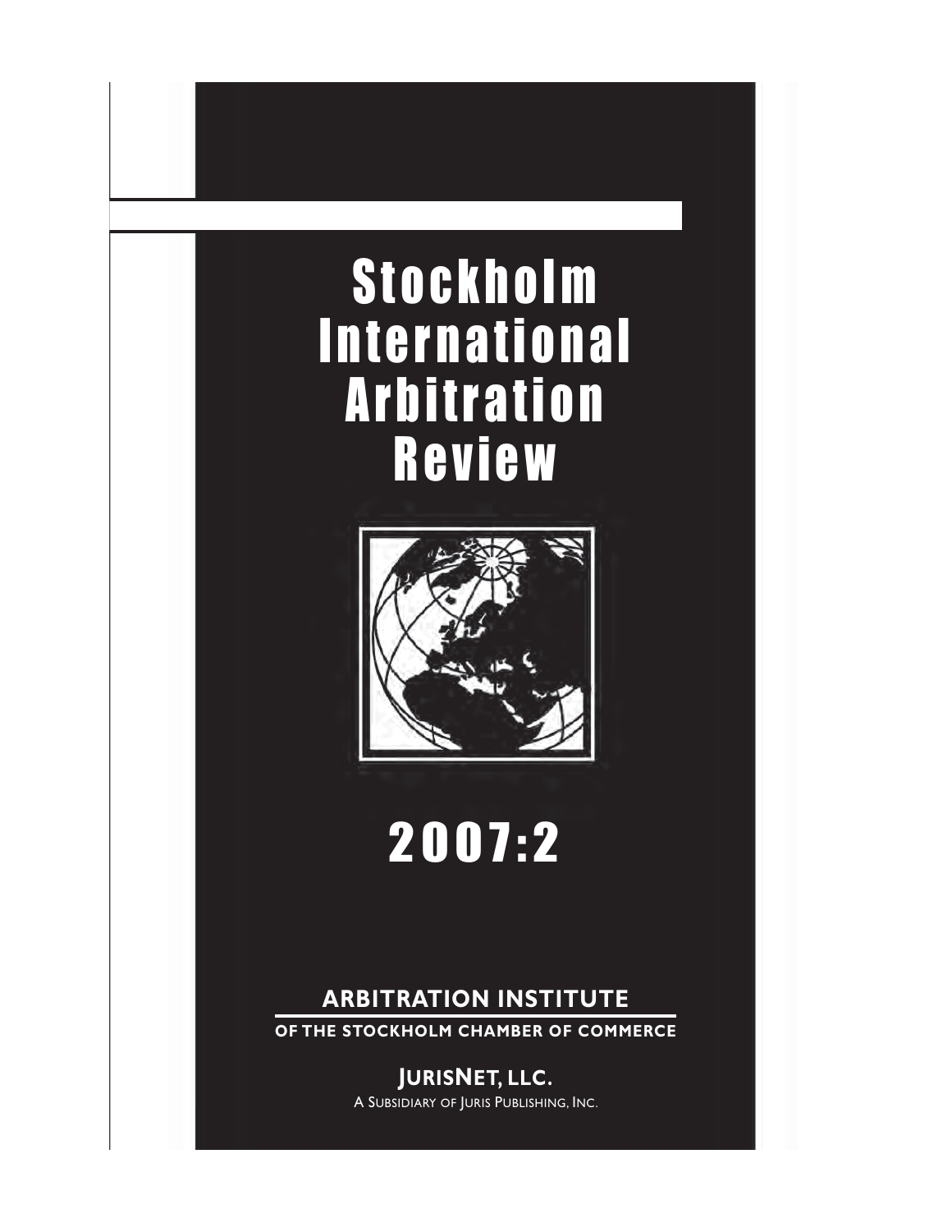# Stockholm International Arbitration Review

# 2007:2

**ARBITRATION INSTITUTE**

**OF THE STOCKHOLM CHAMBER OF COMMERCE**

**JURISNET, LLC.**

A SUBSIDIARY OF JURIS PUBLISHING, INC.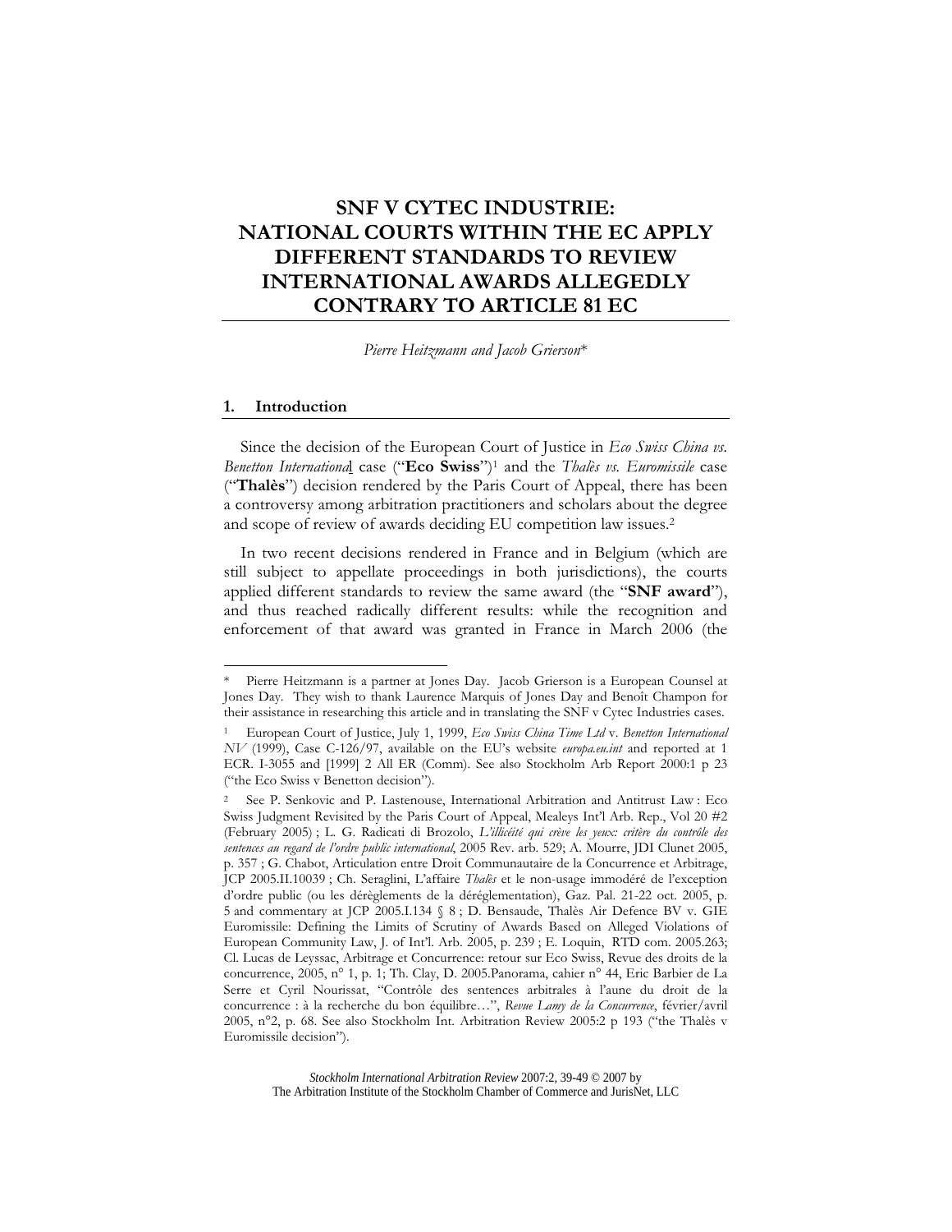# SNF V CYTEC INDUSTRIE: NATIONAL COURTS WITHIN THE EC APPLY DIFFERENT STANDARDS TO REVIEW INTERNATIONAL AWARDS ALLEGEDLY CONTRARY TO ARTICLE 81 EC

*Pierre Heitzmann and Jacob Grierson*\*

## 1. Introduction

Since the decision of the European Court of Justice in *Eco Swiss China vs. Benetton International* case ("**Eco Swiss**")[1] and the *Thalès vs. Euromissile* case ("**Thalès**") decision rendered by the Paris Court of Appeal, there has been a controversy among arbitration practitioners and scholars about the degree and scope of review of awards deciding EU competition law issues.[2]

In two recent decisions rendered in France and in Belgium (which are still subject to appellate proceedings in both jurisdictions), the courts applied different standards to review the same award (the "**SNF award**"), and thus reached radically different results: while the recognition and enforcement of that award was granted in France in March 2006 (the

---

\* Pierre Heitzmann is a partner at Jones Day. Jacob Grierson is a European Counsel at Jones Day. They wish to thank Laurence Marquis of Jones Day and Benoît Champon for their assistance in researching this article and in translating the SNF v Cytec Industries cases.

[1] European Court of Justice, July 1, 1999, *Eco Swiss China Time Ltd* v. *Benetton International NV* (1999), Case C-126/97, available on the EU's website *europa.eu.int* and reported at 1 ECR. I-3055 and [1999] 2 All ER (Comm). See also Stockholm Arb Report 2000:1 p 23 ("the Eco Swiss v Benetton decision").

[2] See P. Senkovic and P. Lastenouse, International Arbitration and Antitrust Law : Eco Swiss Judgment Revisited by the Paris Court of Appeal, Mealeys Int'l Arb. Rep., Vol 20 #2 (February 2005) ; L. G. Radicati di Brozolo, *L'illicéité qui crève les yeux: critère du contrôle des sentences au regard de l'ordre public international*, 2005 Rev. arb. 529; A. Mourre, JDI Clunet 2005, p. 357 ; G. Chabot, Articulation entre Droit Communautaire de la Concurrence et Arbitrage, JCP 2005.II.10039 ; Ch. Seraglini, L'affaire *Thalès* et le non-usage immodéré de l'exception d'ordre public (ou les dérèglements de la déréglementation), Gaz. Pal. 21-22 oct. 2005, p. 5 and commentary at JCP 2005.I.134 § 8 ; D. Bensaude, Thalès Air Defence BV v. GIE Euromissile: Defining the Limits of Scrutiny of Awards Based on Alleged Violations of European Community Law, J. of Int'l. Arb. 2005, p. 239 ; E. Loquin, RTD com. 2005.263; Cl. Lucas de Leyssac, Arbitrage et Concurrence: retour sur Eco Swiss, Revue des droits de la concurrence, 2005, n° 1, p. 1; Th. Clay, D. 2005.Panorama, cahier n° 44, Eric Barbier de La Serre et Cyril Nourissat, "Contrôle des sentences arbitrales à l'aune du droit de la concurrence : à la recherche du bon équilibre…", *Revue Lamy de la Concurrence*, février/avril 2005, n°2, p. 68. See also Stockholm Int. Arbitration Review 2005:2 p 193 ("the Thalès v Euromissile decision").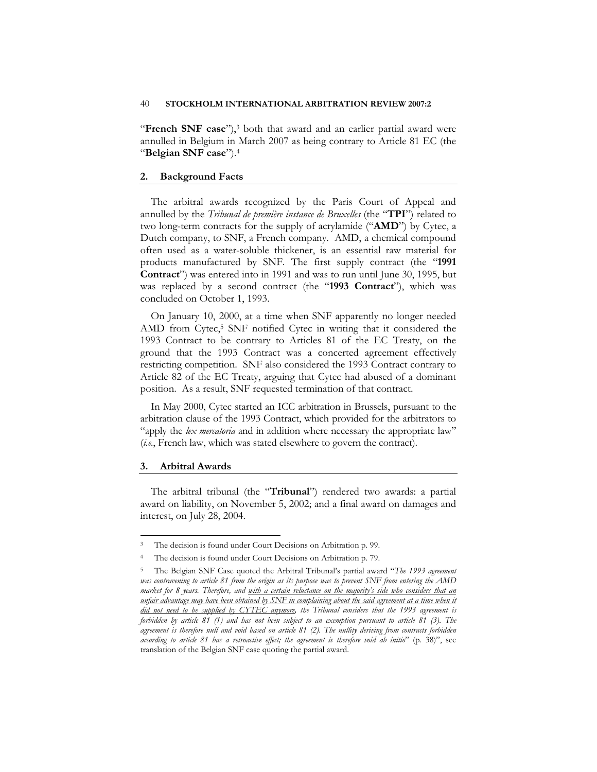"**French SNF case**"),[3] both that award and an earlier partial award were annulled in Belgium in March 2007 as being contrary to Article 81 EC (the "**Belgian SNF case**").[4]

## 2. Background Facts

The arbitral awards recognized by the Paris Court of Appeal and annulled by the *Tribunal de première instance de Bruxelles* (the "**TPI**") related to two long-term contracts for the supply of acrylamide ("**AMD**") by Cytec, a Dutch company, to SNF, a French company. AMD, a chemical compound often used as a water-soluble thickener, is an essential raw material for products manufactured by SNF. The first supply contract (the "**1991 Contract**") was entered into in 1991 and was to run until June 30, 1995, but was replaced by a second contract (the "**1993 Contract**"), which was concluded on October 1, 1993.

On January 10, 2000, at a time when SNF apparently no longer needed AMD from Cytec,[5] SNF notified Cytec in writing that it considered the 1993 Contract to be contrary to Articles 81 of the EC Treaty, on the ground that the 1993 Contract was a concerted agreement effectively restricting competition. SNF also considered the 1993 Contract contrary to Article 82 of the EC Treaty, arguing that Cytec had abused of a dominant position. As a result, SNF requested termination of that contract.

In May 2000, Cytec started an ICC arbitration in Brussels, pursuant to the arbitration clause of the 1993 Contract, which provided for the arbitrators to "apply the *lex mercatoria* and in addition where necessary the appropriate law" (*i.e.*, French law, which was stated elsewhere to govern the contract).

## 3. Arbitral Awards

The arbitral tribunal (the "**Tribunal**") rendered two awards: a partial award on liability, on November 5, 2002; and a final award on damages and interest, on July 28, 2004.

---

[3] The decision is found under Court Decisions on Arbitration p. 99.

[4] The decision is found under Court Decisions on Arbitration p. 79.

[5] The Belgian SNF Case quoted the Arbitral Tribunal's partial award "*The 1993 agreement was contravening to article 81 from the origin as its purpose was to prevent SNF from entering the AMD market for 8 years. Therefore, and* <u>*with a certain reluctance on the majority's side who considers that an unfair advantage may have been obtained by SNF in complaining about the said agreement at a time when it did not need to be supplied by CYTEC anymore*</u>*, the Tribunal considers that the 1993 agreement is forbidden by article 81 (1) and has not been subject to an exemption pursuant to article 81 (3). The agreement is therefore null and void based on article 81 (2). The nullity deriving from contracts forbidden according to article 81 has a retroactive effect; the agreement is therefore void ab initio*" (p. 38)", see translation of the Belgian SNF case quoting the partial award.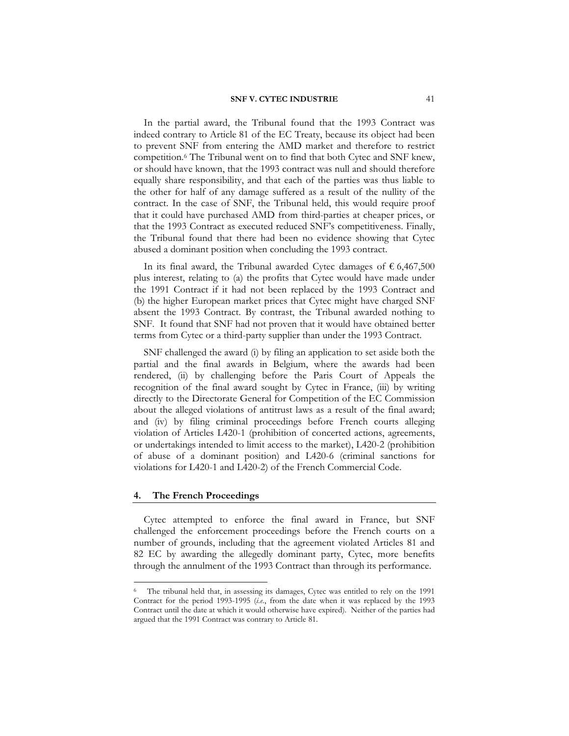In the partial award, the Tribunal found that the 1993 Contract was indeed contrary to Article 81 of the EC Treaty, because its object had been to prevent SNF from entering the AMD market and therefore to restrict competition.[6] The Tribunal went on to find that both Cytec and SNF knew, or should have known, that the 1993 contract was null and should therefore equally share responsibility, and that each of the parties was thus liable to the other for half of any damage suffered as a result of the nullity of the contract. In the case of SNF, the Tribunal held, this would require proof that it could have purchased AMD from third-parties at cheaper prices, or that the 1993 Contract as executed reduced SNF's competitiveness. Finally, the Tribunal found that there had been no evidence showing that Cytec abused a dominant position when concluding the 1993 contract.

In its final award, the Tribunal awarded Cytec damages of € 6,467,500 plus interest, relating to (a) the profits that Cytec would have made under the 1991 Contract if it had not been replaced by the 1993 Contract and (b) the higher European market prices that Cytec might have charged SNF absent the 1993 Contract. By contrast, the Tribunal awarded nothing to SNF. It found that SNF had not proven that it would have obtained better terms from Cytec or a third-party supplier than under the 1993 Contract.

SNF challenged the award (i) by filing an application to set aside both the partial and the final awards in Belgium, where the awards had been rendered, (ii) by challenging before the Paris Court of Appeals the recognition of the final award sought by Cytec in France, (iii) by writing directly to the Directorate General for Competition of the EC Commission about the alleged violations of antitrust laws as a result of the final award; and (iv) by filing criminal proceedings before French courts alleging violation of Articles L420-1 (prohibition of concerted actions, agreements, or undertakings intended to limit access to the market), L420-2 (prohibition of abuse of a dominant position) and L420-6 (criminal sanctions for violations for L420-1 and L420-2) of the French Commercial Code.

## 4. The French Proceedings

Cytec attempted to enforce the final award in France, but SNF challenged the enforcement proceedings before the French courts on a number of grounds, including that the agreement violated Articles 81 and 82 EC by awarding the allegedly dominant party, Cytec, more benefits through the annulment of the 1993 Contract than through its performance.

---

[6] The tribunal held that, in assessing its damages, Cytec was entitled to rely on the 1991 Contract for the period 1993-1995 (*i.e.*, from the date when it was replaced by the 1993 Contract until the date at which it would otherwise have expired). Neither of the parties had argued that the 1991 Contract was contrary to Article 81.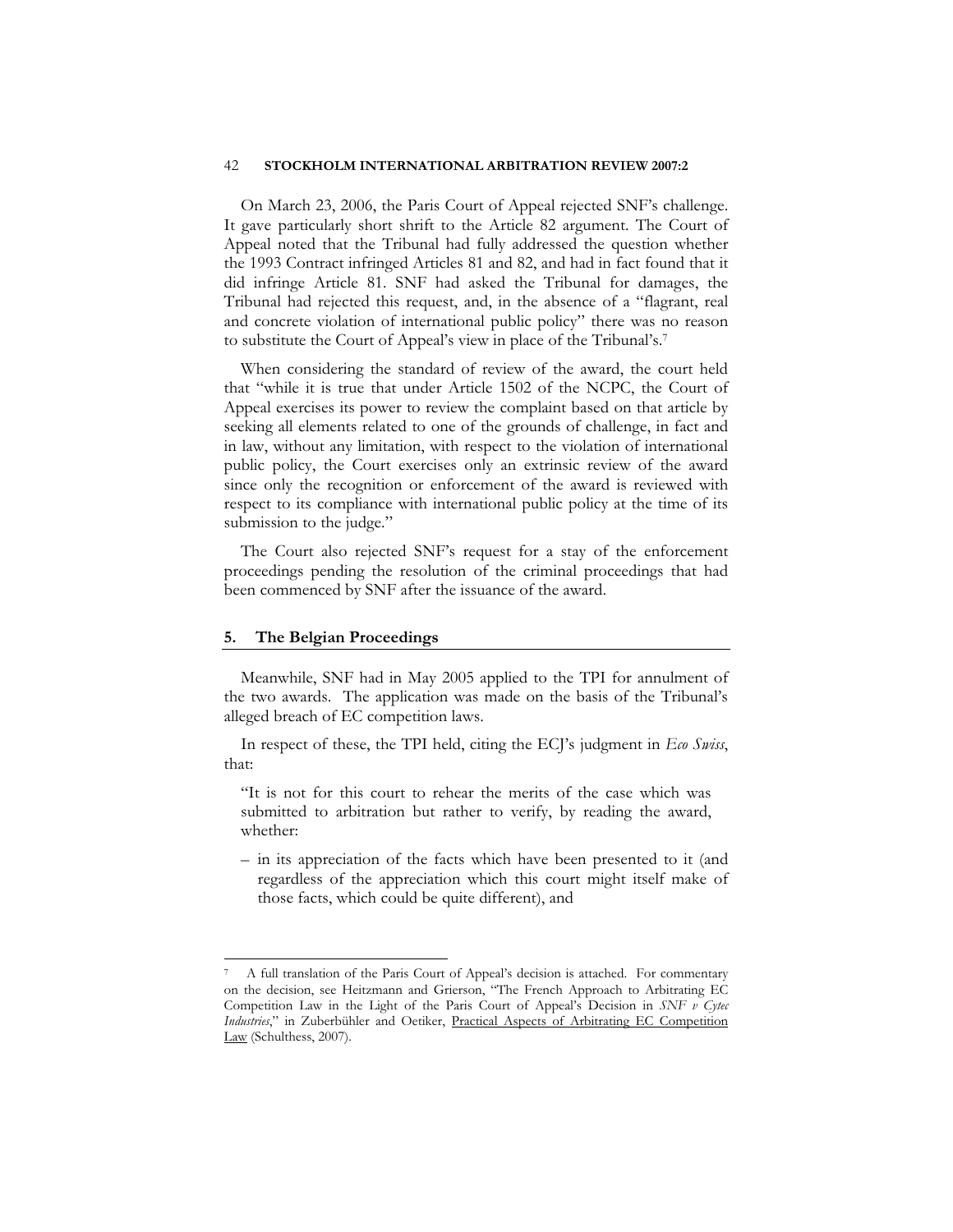On March 23, 2006, the Paris Court of Appeal rejected SNF's challenge. It gave particularly short shrift to the Article 82 argument. The Court of Appeal noted that the Tribunal had fully addressed the question whether the 1993 Contract infringed Articles 81 and 82, and had in fact found that it did infringe Article 81. SNF had asked the Tribunal for damages, the Tribunal had rejected this request, and, in the absence of a "flagrant, real and concrete violation of international public policy" there was no reason to substitute the Court of Appeal's view in place of the Tribunal's.[7]

When considering the standard of review of the award, the court held that "while it is true that under Article 1502 of the NCPC, the Court of Appeal exercises its power to review the complaint based on that article by seeking all elements related to one of the grounds of challenge, in fact and in law, without any limitation, with respect to the violation of international public policy, the Court exercises only an extrinsic review of the award since only the recognition or enforcement of the award is reviewed with respect to its compliance with international public policy at the time of its submission to the judge."

The Court also rejected SNF's request for a stay of the enforcement proceedings pending the resolution of the criminal proceedings that had been commenced by SNF after the issuance of the award.

## 5. The Belgian Proceedings

Meanwhile, SNF had in May 2005 applied to the TPI for annulment of the two awards. The application was made on the basis of the Tribunal's alleged breach of EC competition laws.

In respect of these, the TPI held, citing the ECJ's judgment in *Eco Swiss*, that:

> "It is not for this court to rehear the merits of the case which was submitted to arbitration but rather to verify, by reading the award, whether:
>
> – in its appreciation of the facts which have been presented to it (and regardless of the appreciation which this court might itself make of those facts, which could be quite different), and

---

[7] A full translation of the Paris Court of Appeal's decision is attached. For commentary on the decision, see Heitzmann and Grierson, "The French Approach to Arbitrating EC Competition Law in the Light of the Paris Court of Appeal's Decision in *SNF v Cytec Industries*," in Zuberbühler and Oetiker, Practical Aspects of Arbitrating EC Competition Law (Schulthess, 2007).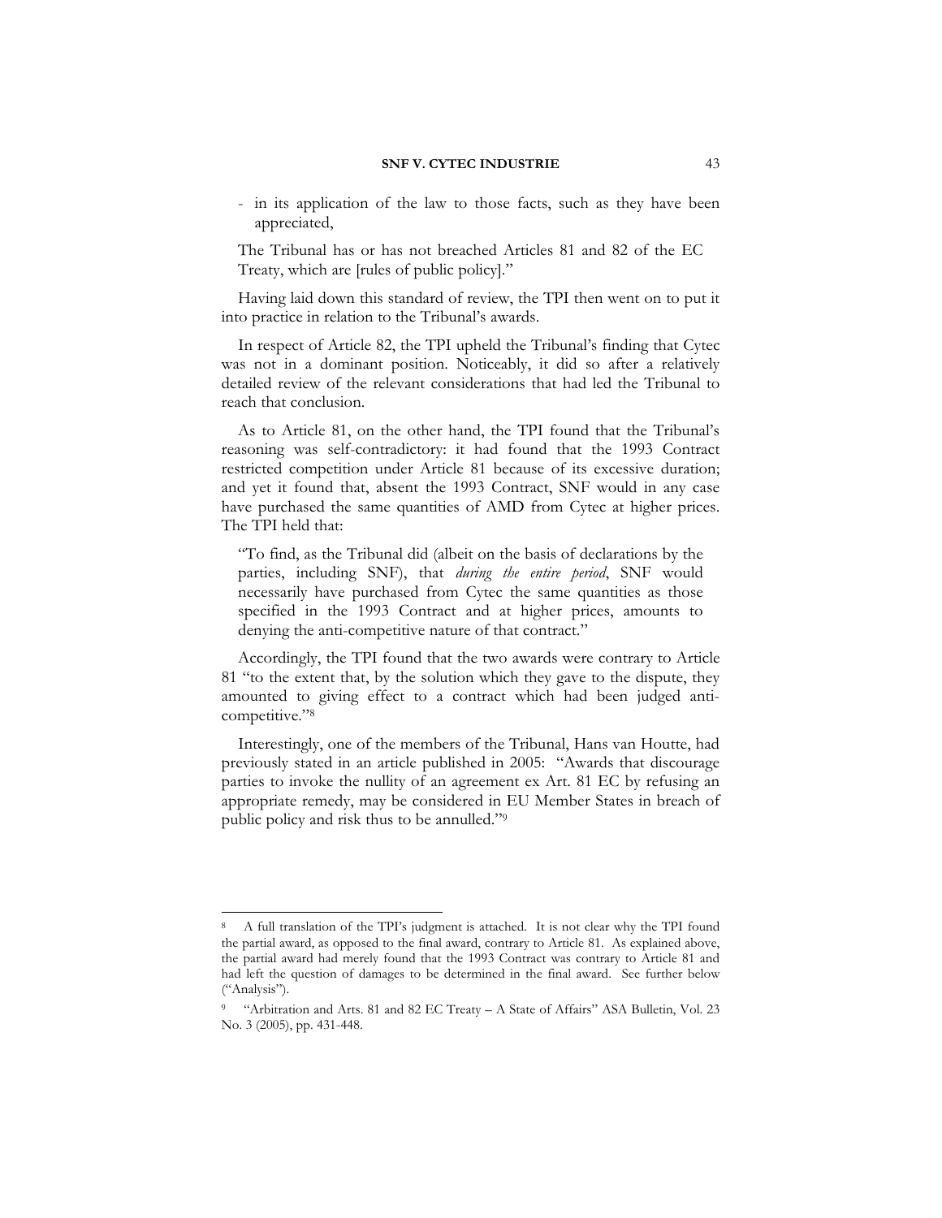- in its application of the law to those facts, such as they have been appreciated,

> The Tribunal has or has not breached Articles 81 and 82 of the EC Treaty, which are [rules of public policy]."

Having laid down this standard of review, the TPI then went on to put it into practice in relation to the Tribunal's awards.

In respect of Article 82, the TPI upheld the Tribunal's finding that Cytec was not in a dominant position. Noticeably, it did so after a relatively detailed review of the relevant considerations that had led the Tribunal to reach that conclusion.

As to Article 81, on the other hand, the TPI found that the Tribunal's reasoning was self-contradictory: it had found that the 1993 Contract restricted competition under Article 81 because of its excessive duration; and yet it found that, absent the 1993 Contract, SNF would in any case have purchased the same quantities of AMD from Cytec at higher prices. The TPI held that:

> "To find, as the Tribunal did (albeit on the basis of declarations by the parties, including SNF), that *during the entire period*, SNF would necessarily have purchased from Cytec the same quantities as those specified in the 1993 Contract and at higher prices, amounts to denying the anti-competitive nature of that contract."

Accordingly, the TPI found that the two awards were contrary to Article 81 "to the extent that, by the solution which they gave to the dispute, they amounted to giving effect to a contract which had been judged anti-competitive."[8]

Interestingly, one of the members of the Tribunal, Hans van Houtte, had previously stated in an article published in 2005: "Awards that discourage parties to invoke the nullity of an agreement ex Art. 81 EC by refusing an appropriate remedy, may be considered in EU Member States in breach of public policy and risk thus to be annulled."[9]

---

[8] A full translation of the TPI's judgment is attached. It is not clear why the TPI found the partial award, as opposed to the final award, contrary to Article 81. As explained above, the partial award had merely found that the 1993 Contract was contrary to Article 81 and had left the question of damages to be determined in the final award. See further below ("Analysis").

[9] "Arbitration and Arts. 81 and 82 EC Treaty – A State of Affairs" ASA Bulletin, Vol. 23 No. 3 (2005), pp. 431-448.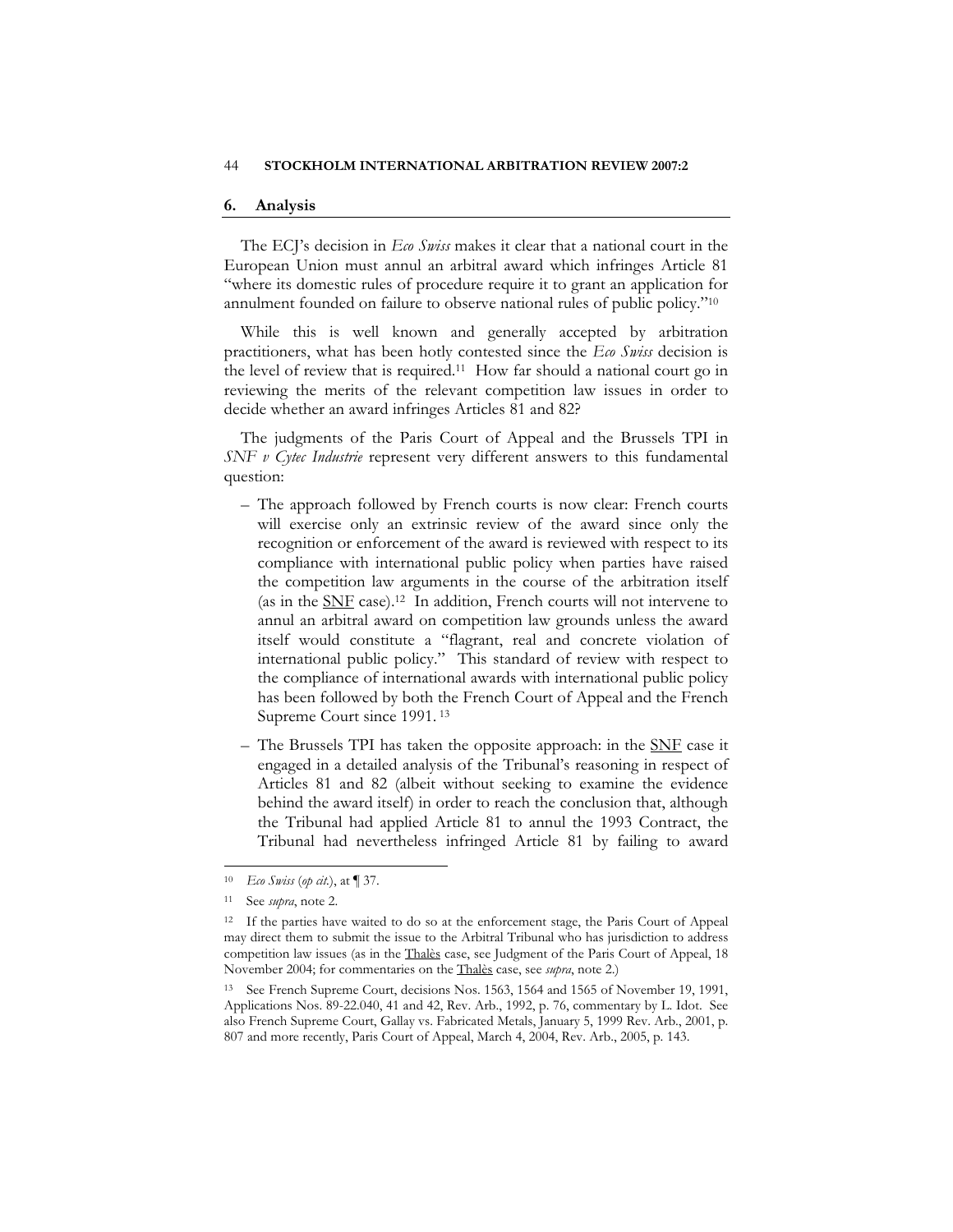## 6. Analysis

The ECJ's decision in *Eco Swiss* makes it clear that a national court in the European Union must annul an arbitral award which infringes Article 81 "where its domestic rules of procedure require it to grant an application for annulment founded on failure to observe national rules of public policy."[10]

While this is well known and generally accepted by arbitration practitioners, what has been hotly contested since the *Eco Swiss* decision is the level of review that is required.[11] How far should a national court go in reviewing the merits of the relevant competition law issues in order to decide whether an award infringes Articles 81 and 82?

The judgments of the Paris Court of Appeal and the Brussels TPI in *SNF v Cytec Industrie* represent very different answers to this fundamental question:

– The approach followed by French courts is now clear: French courts will exercise only an extrinsic review of the award since only the recognition or enforcement of the award is reviewed with respect to its compliance with international public policy when parties have raised the competition law arguments in the course of the arbitration itself (as in the SNF case).[12] In addition, French courts will not intervene to annul an arbitral award on competition law grounds unless the award itself would constitute a "flagrant, real and concrete violation of international public policy." This standard of review with respect to the compliance of international awards with international public policy has been followed by both the French Court of Appeal and the French Supreme Court since 1991.[13]

– The Brussels TPI has taken the opposite approach: in the SNF case it engaged in a detailed analysis of the Tribunal's reasoning in respect of Articles 81 and 82 (albeit without seeking to examine the evidence behind the award itself) in order to reach the conclusion that, although the Tribunal had applied Article 81 to annul the 1993 Contract, the Tribunal had nevertheless infringed Article 81 by failing to award

---

[10] *Eco Swiss* (*op cit.*), at ¶ 37.

[11] See *supra*, note 2.

[12] If the parties have waited to do so at the enforcement stage, the Paris Court of Appeal may direct them to submit the issue to the Arbitral Tribunal who has jurisdiction to address competition law issues (as in the Thalès case, see Judgment of the Paris Court of Appeal, 18 November 2004; for commentaries on the Thalès case, see *supra*, note 2.)

[13] See French Supreme Court, decisions Nos. 1563, 1564 and 1565 of November 19, 1991, Applications Nos. 89-22.040, 41 and 42, Rev. Arb., 1992, p. 76, commentary by L. Idot. See also French Supreme Court, Gallay vs. Fabricated Metals, January 5, 1999 Rev. Arb., 2001, p. 807 and more recently, Paris Court of Appeal, March 4, 2004, Rev. Arb., 2005, p. 143.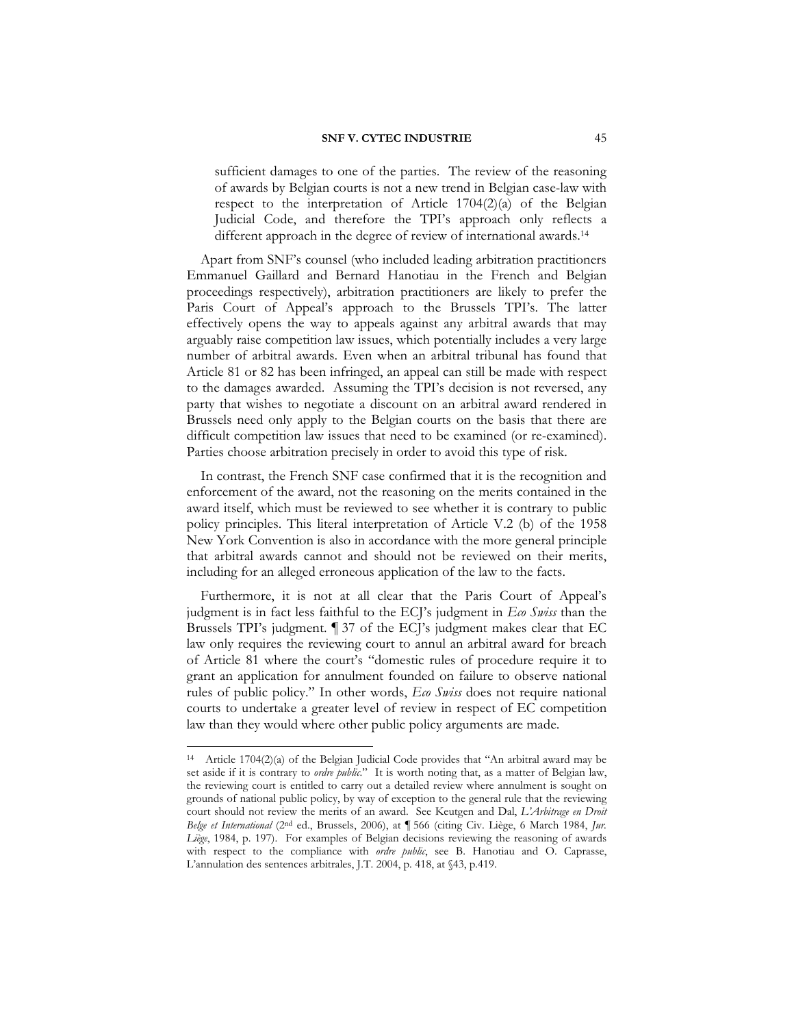> sufficient damages to one of the parties. The review of the reasoning of awards by Belgian courts is not a new trend in Belgian case-law with respect to the interpretation of Article 1704(2)(a) of the Belgian Judicial Code, and therefore the TPI's approach only reflects a different approach in the degree of review of international awards.[14]

Apart from SNF's counsel (who included leading arbitration practitioners Emmanuel Gaillard and Bernard Hanotiau in the French and Belgian proceedings respectively), arbitration practitioners are likely to prefer the Paris Court of Appeal's approach to the Brussels TPI's. The latter effectively opens the way to appeals against any arbitral awards that may arguably raise competition law issues, which potentially includes a very large number of arbitral awards. Even when an arbitral tribunal has found that Article 81 or 82 has been infringed, an appeal can still be made with respect to the damages awarded. Assuming the TPI's decision is not reversed, any party that wishes to negotiate a discount on an arbitral award rendered in Brussels need only apply to the Belgian courts on the basis that there are difficult competition law issues that need to be examined (or re-examined). Parties choose arbitration precisely in order to avoid this type of risk.

In contrast, the French SNF case confirmed that it is the recognition and enforcement of the award, not the reasoning on the merits contained in the award itself, which must be reviewed to see whether it is contrary to public policy principles. This literal interpretation of Article V.2 (b) of the 1958 New York Convention is also in accordance with the more general principle that arbitral awards cannot and should not be reviewed on their merits, including for an alleged erroneous application of the law to the facts.

Furthermore, it is not at all clear that the Paris Court of Appeal's judgment is in fact less faithful to the ECJ's judgment in *Eco Swiss* than the Brussels TPI's judgment. ¶ 37 of the ECJ's judgment makes clear that EC law only requires the reviewing court to annul an arbitral award for breach of Article 81 where the court's "domestic rules of procedure require it to grant an application for annulment founded on failure to observe national rules of public policy." In other words, *Eco Swiss* does not require national courts to undertake a greater level of review in respect of EC competition law than they would where other public policy arguments are made.

---

[14] Article 1704(2)(a) of the Belgian Judicial Code provides that "An arbitral award may be set aside if it is contrary to *ordre public*." It is worth noting that, as a matter of Belgian law, the reviewing court is entitled to carry out a detailed review where annulment is sought on grounds of national public policy, by way of exception to the general rule that the reviewing court should not review the merits of an award. See Keutgen and Dal, *L'Arbitrage en Droit Belge et International* (2nd ed., Brussels, 2006), at ¶ 566 (citing Civ. Liège, 6 March 1984, *Jur. Liège*, 1984, p. 197). For examples of Belgian decisions reviewing the reasoning of awards with respect to the compliance with *ordre public*, see B. Hanotiau and O. Caprasse, L'annulation des sentences arbitrales, J.T. 2004, p. 418, at §43, p.419.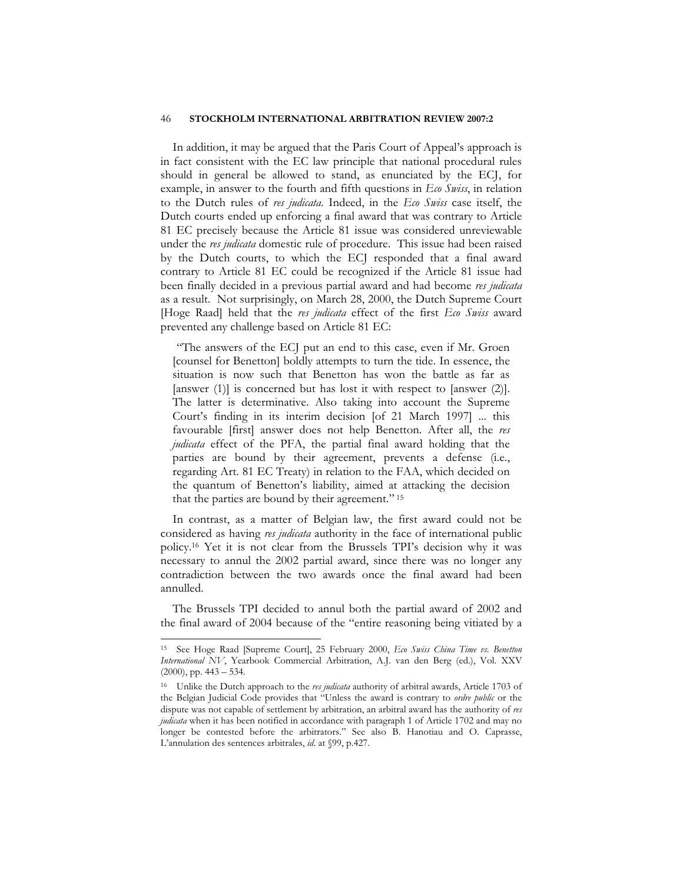In addition, it may be argued that the Paris Court of Appeal's approach is in fact consistent with the EC law principle that national procedural rules should in general be allowed to stand, as enunciated by the ECJ, for example, in answer to the fourth and fifth questions in *Eco Swiss*, in relation to the Dutch rules of *res judicata*. Indeed, in the *Eco Swiss* case itself, the Dutch courts ended up enforcing a final award that was contrary to Article 81 EC precisely because the Article 81 issue was considered unreviewable under the *res judicata* domestic rule of procedure. This issue had been raised by the Dutch courts, to which the ECJ responded that a final award contrary to Article 81 EC could be recognized if the Article 81 issue had been finally decided in a previous partial award and had become *res judicata* as a result. Not surprisingly, on March 28, 2000, the Dutch Supreme Court [Hoge Raad] held that the *res judicata* effect of the first *Eco Swiss* award prevented any challenge based on Article 81 EC:

> "The answers of the ECJ put an end to this case, even if Mr. Groen [counsel for Benetton] boldly attempts to turn the tide. In essence, the situation is now such that Benetton has won the battle as far as [answer (1)] is concerned but has lost it with respect to [answer (2)]. The latter is determinative. Also taking into account the Supreme Court's finding in its interim decision [of 21 March 1997] ... this favourable [first] answer does not help Benetton. After all, the *res judicata* effect of the PFA, the partial final award holding that the parties are bound by their agreement, prevents a defense (i.e., regarding Art. 81 EC Treaty) in relation to the FAA, which decided on the quantum of Benetton's liability, aimed at attacking the decision that the parties are bound by their agreement." [15]

In contrast, as a matter of Belgian law, the first award could not be considered as having *res judicata* authority in the face of international public policy.[16] Yet it is not clear from the Brussels TPI's decision why it was necessary to annul the 2002 partial award, since there was no longer any contradiction between the two awards once the final award had been annulled.

The Brussels TPI decided to annul both the partial award of 2002 and the final award of 2004 because of the "entire reasoning being vitiated by a

---

[15] See Hoge Raad [Supreme Court], 25 February 2000, *Eco Swiss China Time vs. Benetton International NV*, Yearbook Commercial Arbitration, A.J. van den Berg (ed.), Vol. XXV (2000), pp. 443 – 534.

[16] Unlike the Dutch approach to the *res judicata* authority of arbitral awards, Article 1703 of the Belgian Judicial Code provides that "Unless the award is contrary to *ordre public* or the dispute was not capable of settlement by arbitration, an arbitral award has the authority of *res judicata* when it has been notified in accordance with paragraph 1 of Article 1702 and may no longer be contested before the arbitrators." See also B. Hanotiau and O. Caprasse, L'annulation des sentences arbitrales, *id*. at §99, p.427.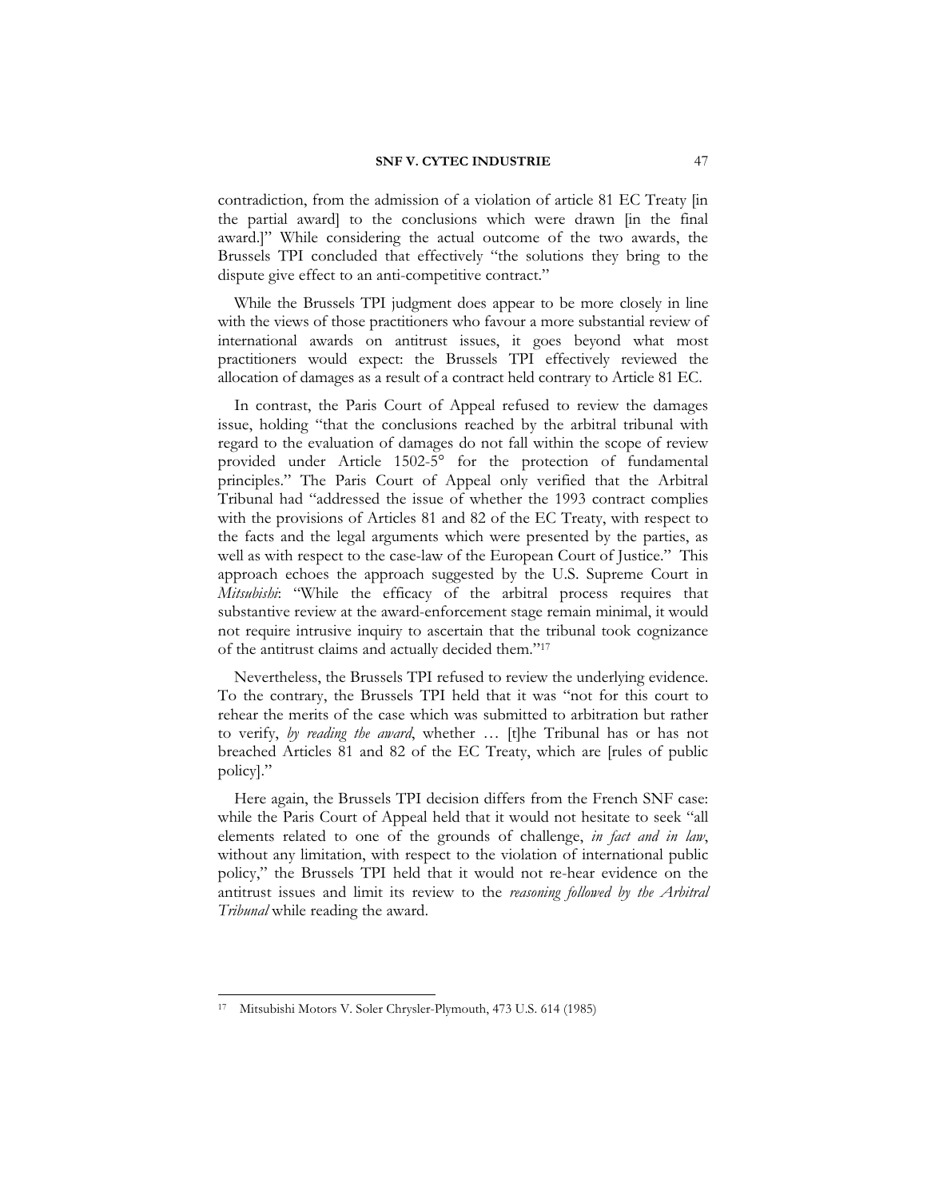contradiction, from the admission of a violation of article 81 EC Treaty [in the partial award] to the conclusions which were drawn [in the final award.]" While considering the actual outcome of the two awards, the Brussels TPI concluded that effectively "the solutions they bring to the dispute give effect to an anti-competitive contract."

While the Brussels TPI judgment does appear to be more closely in line with the views of those practitioners who favour a more substantial review of international awards on antitrust issues, it goes beyond what most practitioners would expect: the Brussels TPI effectively reviewed the allocation of damages as a result of a contract held contrary to Article 81 EC.

In contrast, the Paris Court of Appeal refused to review the damages issue, holding "that the conclusions reached by the arbitral tribunal with regard to the evaluation of damages do not fall within the scope of review provided under Article 1502-5° for the protection of fundamental principles." The Paris Court of Appeal only verified that the Arbitral Tribunal had "addressed the issue of whether the 1993 contract complies with the provisions of Articles 81 and 82 of the EC Treaty, with respect to the facts and the legal arguments which were presented by the parties, as well as with respect to the case-law of the European Court of Justice." This approach echoes the approach suggested by the U.S. Supreme Court in *Mitsubishi*: "While the efficacy of the arbitral process requires that substantive review at the award-enforcement stage remain minimal, it would not require intrusive inquiry to ascertain that the tribunal took cognizance of the antitrust claims and actually decided them."[17]

Nevertheless, the Brussels TPI refused to review the underlying evidence. To the contrary, the Brussels TPI held that it was "not for this court to rehear the merits of the case which was submitted to arbitration but rather to verify, *by reading the award*, whether … [t]he Tribunal has or has not breached Articles 81 and 82 of the EC Treaty, which are [rules of public policy]."

Here again, the Brussels TPI decision differs from the French SNF case: while the Paris Court of Appeal held that it would not hesitate to seek "all elements related to one of the grounds of challenge, *in fact and in law*, without any limitation, with respect to the violation of international public policy," the Brussels TPI held that it would not re-hear evidence on the antitrust issues and limit its review to the *reasoning followed by the Arbitral Tribunal* while reading the award.

---

[17] Mitsubishi Motors V. Soler Chrysler-Plymouth, 473 U.S. 614 (1985)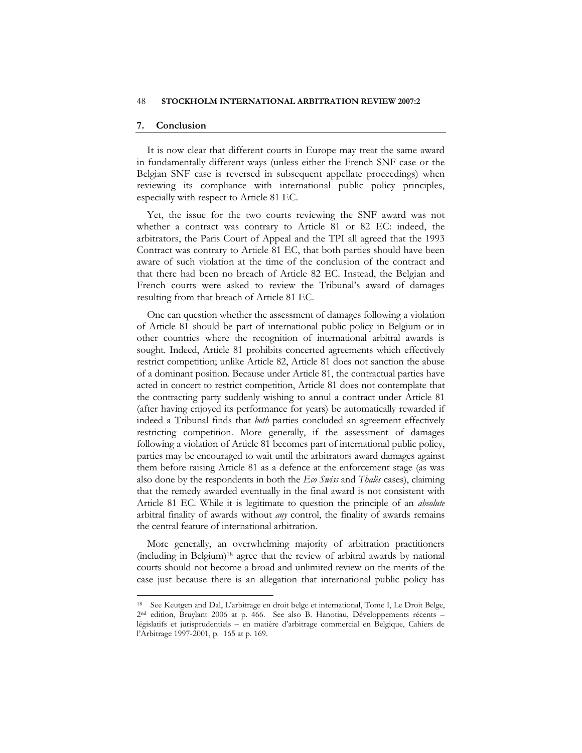## 7. Conclusion

It is now clear that different courts in Europe may treat the same award in fundamentally different ways (unless either the French SNF case or the Belgian SNF case is reversed in subsequent appellate proceedings) when reviewing its compliance with international public policy principles, especially with respect to Article 81 EC.

Yet, the issue for the two courts reviewing the SNF award was not whether a contract was contrary to Article 81 or 82 EC: indeed, the arbitrators, the Paris Court of Appeal and the TPI all agreed that the 1993 Contract was contrary to Article 81 EC, that both parties should have been aware of such violation at the time of the conclusion of the contract and that there had been no breach of Article 82 EC. Instead, the Belgian and French courts were asked to review the Tribunal's award of damages resulting from that breach of Article 81 EC.

One can question whether the assessment of damages following a violation of Article 81 should be part of international public policy in Belgium or in other countries where the recognition of international arbitral awards is sought. Indeed, Article 81 prohibits concerted agreements which effectively restrict competition; unlike Article 82, Article 81 does not sanction the abuse of a dominant position. Because under Article 81, the contractual parties have acted in concert to restrict competition, Article 81 does not contemplate that the contracting party suddenly wishing to annul a contract under Article 81 (after having enjoyed its performance for years) be automatically rewarded if indeed a Tribunal finds that *both* parties concluded an agreement effectively restricting competition. More generally, if the assessment of damages following a violation of Article 81 becomes part of international public policy, parties may be encouraged to wait until the arbitrators award damages against them before raising Article 81 as a defence at the enforcement stage (as was also done by the respondents in both the *Eco Swiss* and *Thalès* cases), claiming that the remedy awarded eventually in the final award is not consistent with Article 81 EC. While it is legitimate to question the principle of an *absolute* arbitral finality of awards without *any* control, the finality of awards remains the central feature of international arbitration.

More generally, an overwhelming majority of arbitration practitioners (including in Belgium)[18] agree that the review of arbitral awards by national courts should not become a broad and unlimited review on the merits of the case just because there is an allegation that international public policy has

---

[18] See Keutgen and Dal, L'arbitrage en droit belge et international, Tome I, Le Droit Belge, 2nd edition, Bruylant 2006 at p. 466. See also B. Hanotiau, Développements récents – législatifs et jurisprudentiels – en matière d'arbitrage commercial en Belgique, Cahiers de l'Arbitrage 1997-2001, p. 165 at p. 169.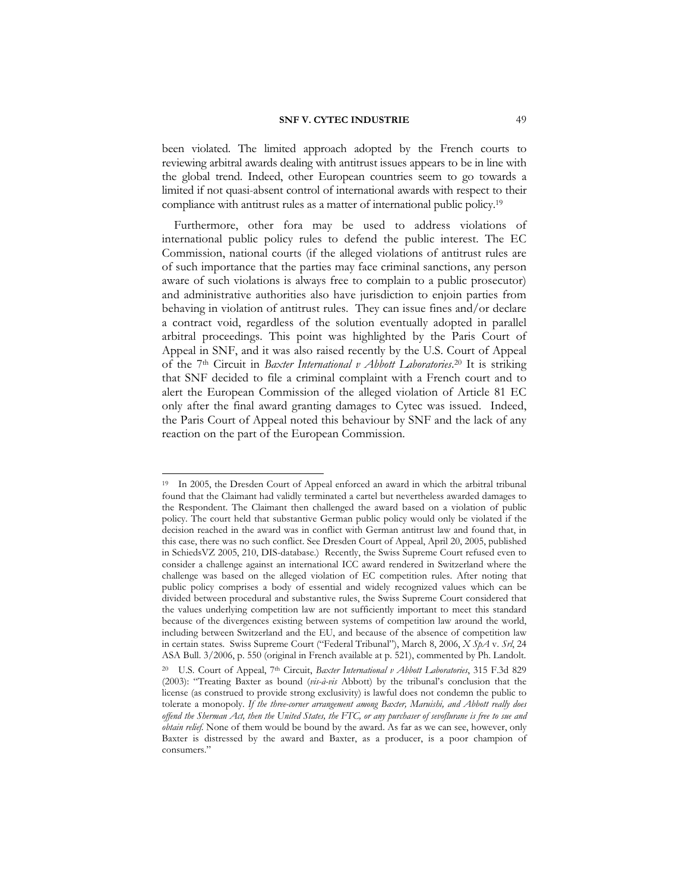been violated. The limited approach adopted by the French courts to reviewing arbitral awards dealing with antitrust issues appears to be in line with the global trend. Indeed, other European countries seem to go towards a limited if not quasi-absent control of international awards with respect to their compliance with antitrust rules as a matter of international public policy.[19]

Furthermore, other fora may be used to address violations of international public policy rules to defend the public interest. The EC Commission, national courts (if the alleged violations of antitrust rules are of such importance that the parties may face criminal sanctions, any person aware of such violations is always free to complain to a public prosecutor) and administrative authorities also have jurisdiction to enjoin parties from behaving in violation of antitrust rules. They can issue fines and/or declare a contract void, regardless of the solution eventually adopted in parallel arbitral proceedings. This point was highlighted by the Paris Court of Appeal in SNF, and it was also raised recently by the U.S. Court of Appeal of the 7th Circuit in *Baxter International v Abbott Laboratories*.[20] It is striking that SNF decided to file a criminal complaint with a French court and to alert the European Commission of the alleged violation of Article 81 EC only after the final award granting damages to Cytec was issued. Indeed, the Paris Court of Appeal noted this behaviour by SNF and the lack of any reaction on the part of the European Commission.

---

[19] In 2005, the Dresden Court of Appeal enforced an award in which the arbitral tribunal found that the Claimant had validly terminated a cartel but nevertheless awarded damages to the Respondent. The Claimant then challenged the award based on a violation of public policy. The court held that substantive German public policy would only be violated if the decision reached in the award was in conflict with German antitrust law and found that, in this case, there was no such conflict. See Dresden Court of Appeal, April 20, 2005, published in SchiedsVZ 2005, 210, DIS-database.) Recently, the Swiss Supreme Court refused even to consider a challenge against an international ICC award rendered in Switzerland where the challenge was based on the alleged violation of EC competition rules. After noting that public policy comprises a body of essential and widely recognized values which can be divided between procedural and substantive rules, the Swiss Supreme Court considered that the values underlying competition law are not sufficiently important to meet this standard because of the divergences existing between systems of competition law around the world, including between Switzerland and the EU, and because of the absence of competition law in certain states. Swiss Supreme Court ("Federal Tribunal"), March 8, 2006, *X SpA* v. *Srl*, 24 ASA Bull. 3/2006, p. 550 (original in French available at p. 521), commented by Ph. Landolt.

[20] U.S. Court of Appeal, 7th Circuit, *Baxter International v Abbott Laboratories*, 315 F.3d 829 (2003): "Treating Baxter as bound (*vis-à-vis* Abbott) by the tribunal's conclusion that the license (as construed to provide strong exclusivity) is lawful does not condemn the public to tolerate a monopoly. *If the three-corner arrangement among Baxter, Maruishi, and Abbott really does offend the Sherman Act, then the United States, the FTC, or any purchaser of sevoflurane is free to sue and obtain relief.* None of them would be bound by the award. As far as we can see, however, only Baxter is distressed by the award and Baxter, as a producer, is a poor champion of consumers."